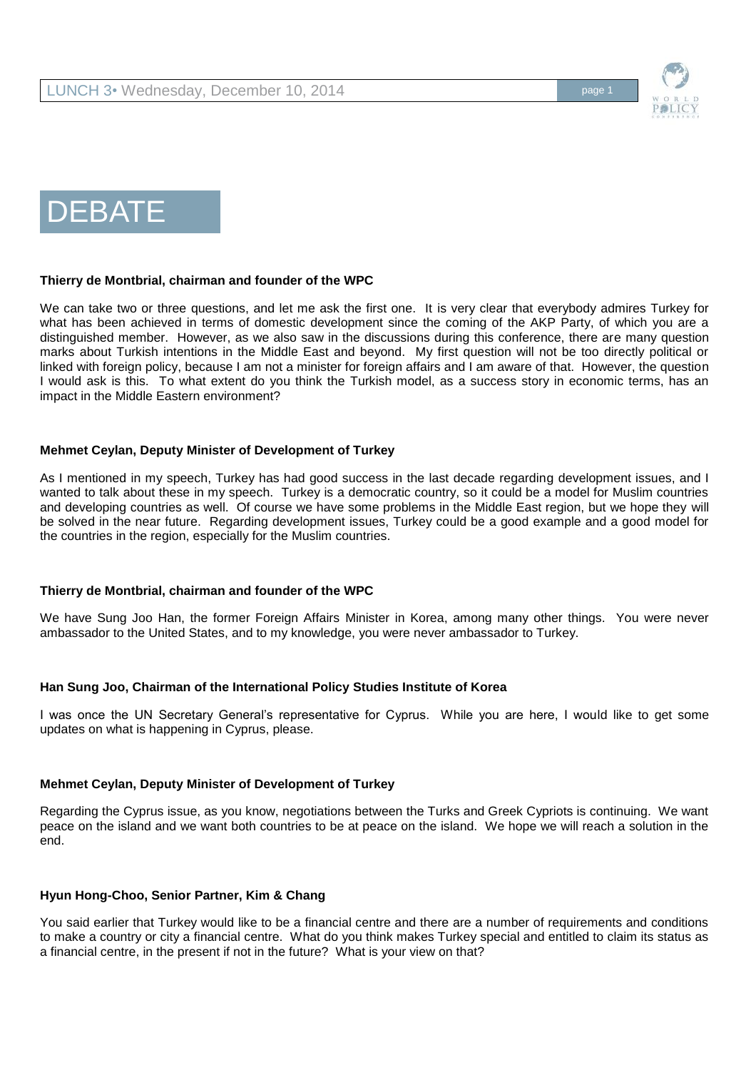# DEBATE

**Thierry de Montbrial, chairman and founder of the WPC**

We can take two or three questions, and let me ask the first one. It is very clear that everybody admires Turkey for what has been achieved in terms of domestic development since the coming of the AKP Party, of which you are a distinguished member. However, as we also saw in the discussions during this conference, there are many question marks about Turkish intentions in the Middle East and beyond. My first question will not be too directly political or linked with foreign policy, because I am not a minister for foreign affairs and I am aware of that. However, the question I would ask is this. To what extent do you think the Turkish model, as a success story in economic terms, has an impact in the Middle Eastern environment?

**Mehmet Ceylan, Deputy Minister of Development of Turkey**

As I mentioned in my speech, Turkey has had good success in the last decade regarding development issues, and I wanted to talk about these in my speech. Turkey is a democratic country, so it could be a model for Muslim countries and developing countries as well. Of course we have some problems in the Middle East region, but we hope they will be solved in the near future. Regarding development issues, Turkey could be a good example and a good model for the countries in the region, especially for the Muslim countries.

**Thierry de Montbrial, chairman and founder of the WPC**

We have Sung Joo Han, the former Foreign Affairs Minister in Korea, among many other things. You were never ambassador to the United States, and to my knowledge, you were never ambassador to Turkey.

**Han Sung Joo, Chairman of the International Policy Studies Institute of Korea**

I was once the UN Secretary General's representative for Cyprus. While you are here, I would like to get some updates on what is happening in Cyprus, please.

**Mehmet Ceylan, Deputy Minister of Development of Turkey**

Regarding the Cyprus issue, as you know, negotiations between the Turks and Greek Cypriots is continuing. We want peace on the island and we want both countries to be at peace on the island. We hope we will reach a solution in the end.

**Hyun Hong-Choo, Senior Partner, Kim & Chang**

You said earlier that Turkey would like to be a financial centre and there are a number of requirements and conditions to make a country or city a financial centre. What do you think makes Turkey special and entitled to claim its status as a financial centre, in the present if not in the future? What is your view on that?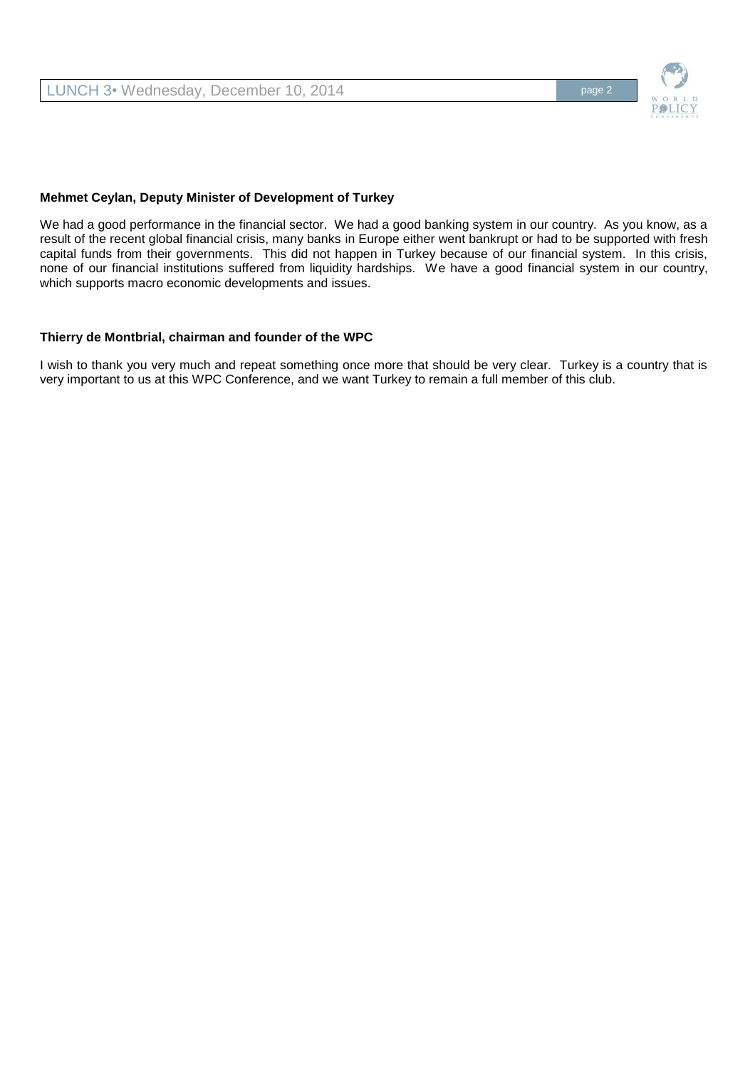**Mehmet Ceylan, Deputy Minister of Development of Turkey**

We had a good performance in the financial sector. We had a good banking system in our country. As you know, as a result of the recent global financial crisis, many banks in Europe either went bankrupt or had to be supported with fresh capital funds from their governments. This did not happen in Turkey because of our financial system. In this crisis, none of our financial institutions suffered from liquidity hardships. We have a good financial system in our country, which supports macro economic developments and issues.

**Thierry de Montbrial, chairman and founder of the WPC**

I wish to thank you very much and repeat something once more that should be very clear. Turkey is a country that is very important to us at this WPC Conference, and we want Turkey to remain a full member of this club.